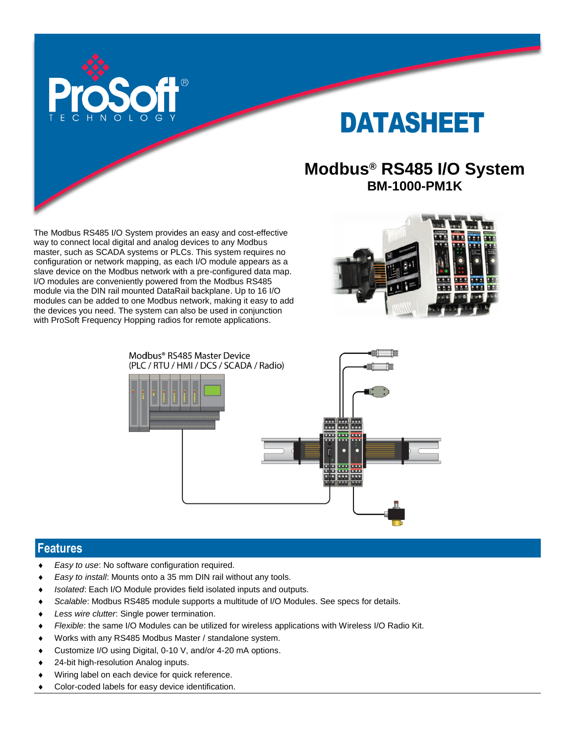# DATASHEET

## Modbus® RS485 I/O System

**BM-1000-PM1K**

The Modbus RS485 I/O System provides an easy and cost-effective way to connect local digital and analog devices to any Modbus master, such as SCADA systems or PLCs. This system requires no configuration or network mapping, as each I/O module appears as a slave device on the Modbus network with a pre-configured data map. I/O modules are conveniently powered from the Modbus RS485 module via the DIN rail mounted DataRail backplane. Up to 16 I/O modules can be added to one Modbus network, making it easy to add the devices you need. The system can also be used in conjunction with ProSoft Frequency Hopping radios for remote applications.

Modbus® RS485 Master Device
(PLC / RTU / HMI / DCS / SCADA / Radio)

## Features

- *Easy to use*: No software configuration required.
- *Easy to install*: Mounts onto a 35 mm DIN rail without any tools.
- *Isolated*: Each I/O Module provides field isolated inputs and outputs.
- *Scalable*: Modbus RS485 module supports a multitude of I/O Modules. See specs for details.
- *Less wire clutter*: Single power termination.
- *Flexible*: the same I/O Modules can be utilized for wireless applications with Wireless I/O Radio Kit.
- Works with any RS485 Modbus Master / standalone system.
- Customize I/O using Digital, 0-10 V, and/or 4-20 mA options.
- 24-bit high-resolution Analog inputs.
- Wiring label on each device for quick reference.
- Color-coded labels for easy device identification.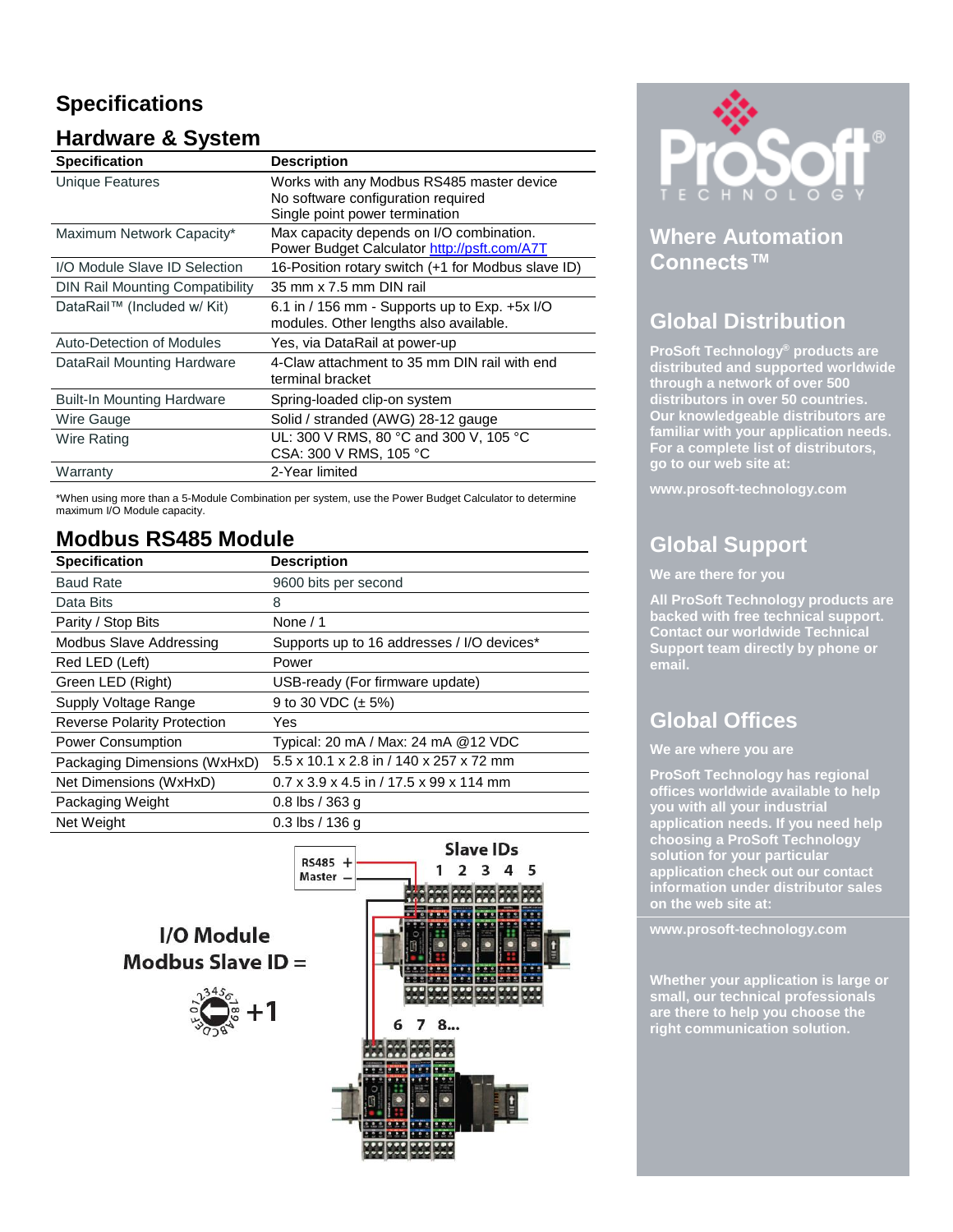# Specifications

## Hardware & System

| Specification | Description |
|---|---|
| Unique Features | Works with any Modbus RS485 master device<br>No software configuration required<br>Single point power termination |
| Maximum Network Capacity* | Max capacity depends on I/O combination.<br>Power Budget Calculator http://psft.com/A7T |
| I/O Module Slave ID Selection | 16-Position rotary switch (+1 for Modbus slave ID) |
| DIN Rail Mounting Compatibility | 35 mm x 7.5 mm DIN rail |
| DataRail™ (Included w/ Kit) | 6.1 in / 156 mm - Supports up to Exp. +5x I/O modules. Other lengths also available. |
| Auto-Detection of Modules | Yes, via DataRail at power-up |
| DataRail Mounting Hardware | 4-Claw attachment to 35 mm DIN rail with end terminal bracket |
| Built-In Mounting Hardware | Spring-loaded clip-on system |
| Wire Gauge | Solid / stranded (AWG) 28-12 gauge |
| Wire Rating | UL: 300 V RMS, 80 °C and 300 V, 105 °C<br>CSA: 300 V RMS, 105 °C |
| Warranty | 2-Year limited |

*When using more than a 5-Module Combination per system, use the Power Budget Calculator to determine maximum I/O Module capacity.

## Modbus RS485 Module

| Specification | Description |
|---|---|
| Baud Rate | 9600 bits per second |
| Data Bits | 8 |
| Parity / Stop Bits | None / 1 |
| Modbus Slave Addressing | Supports up to 16 addresses / I/O devices* |
| Red LED (Left) | Power |
| Green LED (Right) | USB-ready (For firmware update) |
| Supply Voltage Range | 9 to 30 VDC (± 5%) |
| Reverse Polarity Protection | Yes |
| Power Consumption | Typical: 20 mA / Max: 24 mA @12 VDC |
| Packaging Dimensions (WxHxD) | 5.5 x 10.1 x 2.8 in / 140 x 257 x 72 mm |
| Net Dimensions (WxHxD) | 0.7 x 3.9 x 4.5 in / 17.5 x 99 x 114 mm |
| Packaging Weight | 0.8 lbs / 363 g |
| Net Weight | 0.3 lbs / 136 g |

I/O Module Modbus Slave ID = +1

RS485 Master + –

Slave IDs 1 2 3 4 5 6 7 8...

ProSoft TECHNOLOGY®

## Where Automation Connects™

## Global Distribution

**ProSoft Technology® products are distributed and supported worldwide through a network of over 500 distributors in over 50 countries. Our knowledgeable distributors are familiar with your application needs. For a complete list of distributors, go to our web site at:**

**www.prosoft-technology.com**

## Global Support

**We are there for you**

**All ProSoft Technology products are backed with free technical support. Contact our worldwide Technical Support team directly by phone or email.**

## Global Offices

**We are where you are**

**ProSoft Technology has regional offices worldwide available to help you with all your industrial application needs. If you need help choosing a ProSoft Technology solution for your particular application check out our contact information under distributor sales on the web site at:**

**www.prosoft-technology.com**

**Whether your application is large or small, our technical professionals are there to help you choose the right communication solution.**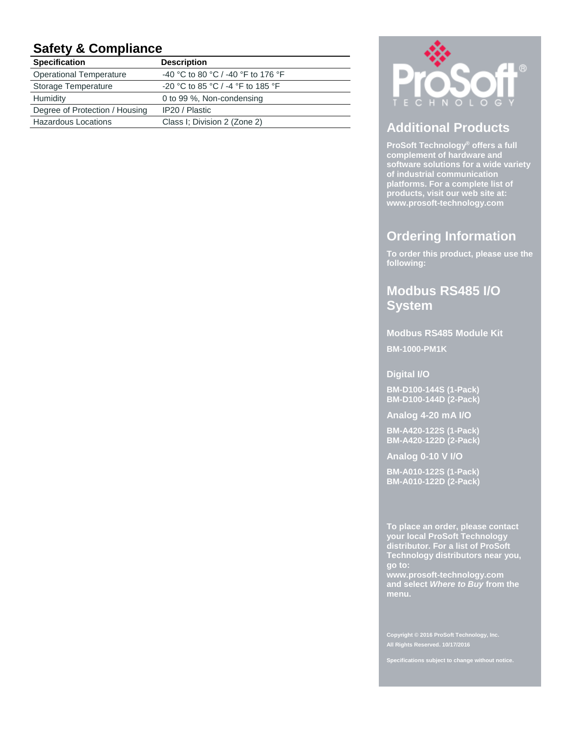## Safety & Compliance

| Specification | Description |
|---|---|
| Operational Temperature | -40 °C to 80 °C / -40 °F to 176 °F |
| Storage Temperature | -20 °C to 85 °C / -4 °F to 185 °F |
| Humidity | 0 to 99 %, Non-condensing |
| Degree of Protection / Housing | IP20 / Plastic |
| Hazardous Locations | Class I; Division 2 (Zone 2) |

ProSoft® TECHNOLOGY

## Additional Products

**ProSoft Technology® offers a full complement of hardware and software solutions for a wide variety of industrial communication platforms. For a complete list of products, visit our web site at: www.prosoft-technology.com**

## Ordering Information

**To order this product, please use the following:**

## Modbus RS485 I/O System

### Modbus RS485 Module Kit

**BM-1000-PM1K**

### Digital I/O

**BM-D100-144S (1-Pack)**
**BM-D100-144D (2-Pack)**

### Analog 4-20 mA I/O

**BM-A420-122S (1-Pack)**
**BM-A420-122D (2-Pack)**

### Analog 0-10 V I/O

**BM-A010-122S (1-Pack)**
**BM-A010-122D (2-Pack)**

**To place an order, please contact your local ProSoft Technology distributor. For a list of ProSoft Technology distributors near you, go to: www.prosoft-technology.com and select *Where to Buy* from the menu.**

Copyright © 2016 ProSoft Technology, Inc.
All Rights Reserved. 10/17/2016

Specifications subject to change without notice.